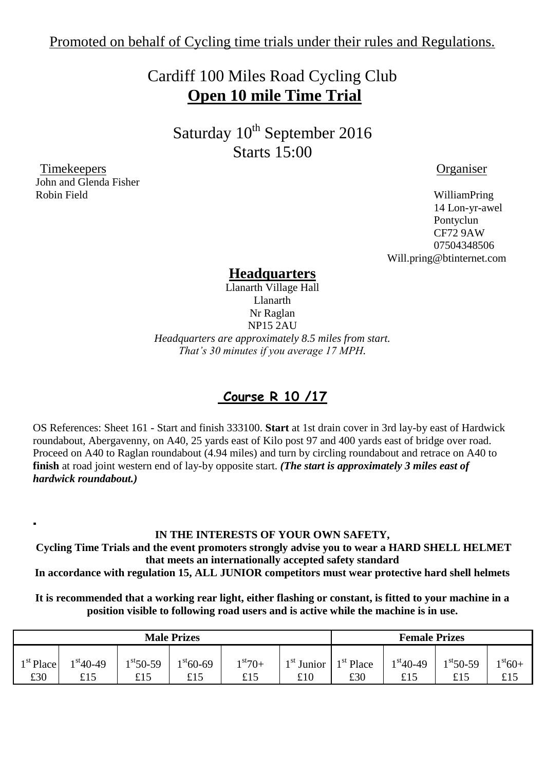Promoted on behalf of Cycling time trials under their rules and Regulations.

# Cardiff 100 Miles Road Cycling Club

# **Open 10 mile Time Trial**

## Saturday 10th September 2016

## Starts 15:00

Timekeepers
John and Glenda Fisher
Robin Field

Organiser
WilliamPring
14 Lon-yr-awel
Pontyclun
CF72 9AW
07504348506
Will.pring@btinternet.com

## **Headquarters**

Llanarth Village Hall
Llanarth
Nr Raglan
NP15 2AU
*Headquarters are approximately 8.5 miles from start.*
*That's 30 minutes if you average 17 MPH.*

## **Course R 10 /17**

OS References: Sheet 161 - Start and finish 333100. **Start** at 1st drain cover in 3rd lay-by east of Hardwick roundabout, Abergavenny, on A40, 25 yards east of Kilo post 97 and 400 yards east of bridge over road. Proceed on A40 to Raglan roundabout (4.94 miles) and turn by circling roundabout and retrace on A40 to **finish** at road joint western end of lay-by opposite start. ***(The start is approximately 3 miles east of hardwick roundabout.)***

**IN THE INTERESTS OF YOUR OWN SAFETY,**
**Cycling Time Trials and the event promoters strongly advise you to wear a HARD SHELL HELMET that meets an internationally accepted safety standard**
**In accordance with regulation 15, ALL JUNIOR competitors must wear protective hard shell helmets**

**It is recommended that a working rear light, either flashing or constant, is fitted to your machine in a position visible to following road users and is active while the machine is in use.**

| **Male Prizes** | | | | | | **Female Prizes** | | | |
|---|---|---|---|---|---|---|---|---|---|
| 1st Place £30 | 1st 40-49 £15 | 1st 50-59 £15 | 1st 60-69 £15 | 1st 70+ £15 | 1st Junior £10 | 1st Place £30 | 1st 40-49 £15 | 1st 50-59 £15 | 1st 60+ £15 |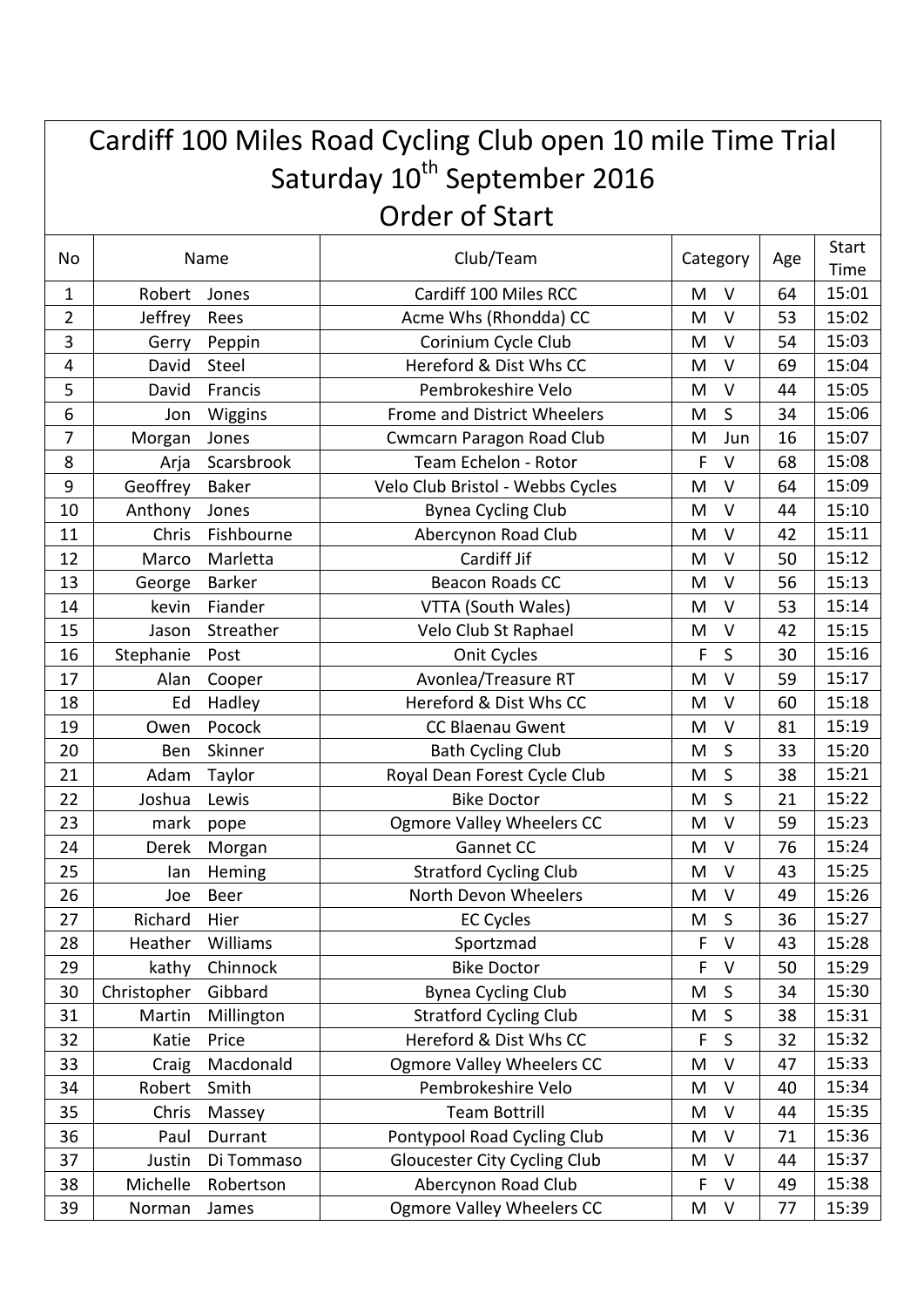# Cardiff 100 Miles Road Cycling Club open 10 mile Time Trial

## Saturday 10th September 2016

## Order of Start

| No | Name | | Club/Team | Category | | Age | Start Time |
|---|---|---|---|---|---|---|---|
| 1 | Robert | Jones | Cardiff 100 Miles RCC | M | V | 64 | 15:01 |
| 2 | Jeffrey | Rees | Acme Whs (Rhondda) CC | M | V | 53 | 15:02 |
| 3 | Gerry | Peppin | Corinium Cycle Club | M | V | 54 | 15:03 |
| 4 | David | Steel | Hereford & Dist Whs CC | M | V | 69 | 15:04 |
| 5 | David | Francis | Pembrokeshire Velo | M | V | 44 | 15:05 |
| 6 | Jon | Wiggins | Frome and District Wheelers | M | S | 34 | 15:06 |
| 7 | Morgan | Jones | Cwmcarn Paragon Road Club | M | Jun | 16 | 15:07 |
| 8 | Arja | Scarsbrook | Team Echelon - Rotor | F | V | 68 | 15:08 |
| 9 | Geoffrey | Baker | Velo Club Bristol - Webbs Cycles | M | V | 64 | 15:09 |
| 10 | Anthony | Jones | Bynea Cycling Club | M | V | 44 | 15:10 |
| 11 | Chris | Fishbourne | Abercynon Road Club | M | V | 42 | 15:11 |
| 12 | Marco | Marletta | Cardiff Jif | M | V | 50 | 15:12 |
| 13 | George | Barker | Beacon Roads CC | M | V | 56 | 15:13 |
| 14 | kevin | Fiander | VTTA (South Wales) | M | V | 53 | 15:14 |
| 15 | Jason | Streather | Velo Club St Raphael | M | V | 42 | 15:15 |
| 16 | Stephanie | Post | Onit Cycles | F | S | 30 | 15:16 |
| 17 | Alan | Cooper | Avonlea/Treasure RT | M | V | 59 | 15:17 |
| 18 | Ed | Hadley | Hereford & Dist Whs CC | M | V | 60 | 15:18 |
| 19 | Owen | Pocock | CC Blaenau Gwent | M | V | 81 | 15:19 |
| 20 | Ben | Skinner | Bath Cycling Club | M | S | 33 | 15:20 |
| 21 | Adam | Taylor | Royal Dean Forest Cycle Club | M | S | 38 | 15:21 |
| 22 | Joshua | Lewis | Bike Doctor | M | S | 21 | 15:22 |
| 23 | mark | pope | Ogmore Valley Wheelers CC | M | V | 59 | 15:23 |
| 24 | Derek | Morgan | Gannet CC | M | V | 76 | 15:24 |
| 25 | Ian | Heming | Stratford Cycling Club | M | V | 43 | 15:25 |
| 26 | Joe | Beer | North Devon Wheelers | M | V | 49 | 15:26 |
| 27 | Richard | Hier | EC Cycles | M | S | 36 | 15:27 |
| 28 | Heather | Williams | Sportzmad | F | V | 43 | 15:28 |
| 29 | kathy | Chinnock | Bike Doctor | F | V | 50 | 15:29 |
| 30 | Christopher | Gibbard | Bynea Cycling Club | M | S | 34 | 15:30 |
| 31 | Martin | Millington | Stratford Cycling Club | M | S | 38 | 15:31 |
| 32 | Katie | Price | Hereford & Dist Whs CC | F | S | 32 | 15:32 |
| 33 | Craig | Macdonald | Ogmore Valley Wheelers CC | M | V | 47 | 15:33 |
| 34 | Robert | Smith | Pembrokeshire Velo | M | V | 40 | 15:34 |
| 35 | Chris | Massey | Team Bottrill | M | V | 44 | 15:35 |
| 36 | Paul | Durrant | Pontypool Road Cycling Club | M | V | 71 | 15:36 |
| 37 | Justin | Di Tommaso | Gloucester City Cycling Club | M | V | 44 | 15:37 |
| 38 | Michelle | Robertson | Abercynon Road Club | F | V | 49 | 15:38 |
| 39 | Norman | James | Ogmore Valley Wheelers CC | M | V | 77 | 15:39 |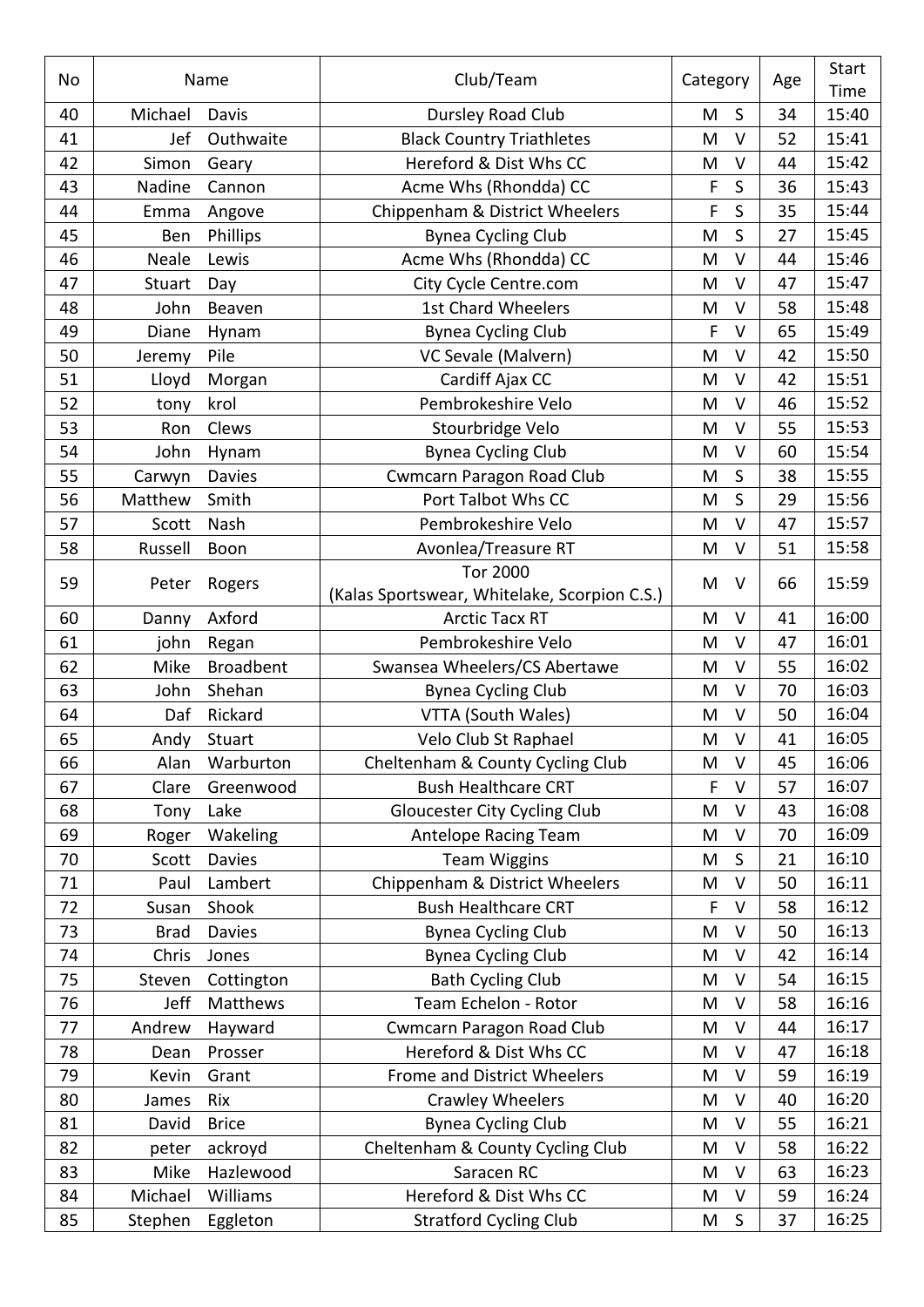| No | Name | | Club/Team | Category | | Age | Start Time |
|---|---|---|---|---|---|---|---|
| 40 | Michael | Davis | Dursley Road Club | M | S | 34 | 15:40 |
| 41 | Jef | Outhwaite | Black Country Triathletes | M | V | 52 | 15:41 |
| 42 | Simon | Geary | Hereford & Dist Whs CC | M | V | 44 | 15:42 |
| 43 | Nadine | Cannon | Acme Whs (Rhondda) CC | F | S | 36 | 15:43 |
| 44 | Emma | Angove | Chippenham & District Wheelers | F | S | 35 | 15:44 |
| 45 | Ben | Phillips | Bynea Cycling Club | M | S | 27 | 15:45 |
| 46 | Neale | Lewis | Acme Whs (Rhondda) CC | M | V | 44 | 15:46 |
| 47 | Stuart | Day | City Cycle Centre.com | M | V | 47 | 15:47 |
| 48 | John | Beaven | 1st Chard Wheelers | M | V | 58 | 15:48 |
| 49 | Diane | Hynam | Bynea Cycling Club | F | V | 65 | 15:49 |
| 50 | Jeremy | Pile | VC Sevale (Malvern) | M | V | 42 | 15:50 |
| 51 | Lloyd | Morgan | Cardiff Ajax CC | M | V | 42 | 15:51 |
| 52 | tony | krol | Pembrokeshire Velo | M | V | 46 | 15:52 |
| 53 | Ron | Clews | Stourbridge Velo | M | V | 55 | 15:53 |
| 54 | John | Hynam | Bynea Cycling Club | M | V | 60 | 15:54 |
| 55 | Carwyn | Davies | Cwmcarn Paragon Road Club | M | S | 38 | 15:55 |
| 56 | Matthew | Smith | Port Talbot Whs CC | M | S | 29 | 15:56 |
| 57 | Scott | Nash | Pembrokeshire Velo | M | V | 47 | 15:57 |
| 58 | Russell | Boon | Avonlea/Treasure RT | M | V | 51 | 15:58 |
| 59 | Peter | Rogers | Tor 2000 (Kalas Sportswear, Whitelake, Scorpion C.S.) | M | V | 66 | 15:59 |
| 60 | Danny | Axford | Arctic Tacx RT | M | V | 41 | 16:00 |
| 61 | john | Regan | Pembrokeshire Velo | M | V | 47 | 16:01 |
| 62 | Mike | Broadbent | Swansea Wheelers/CS Abertawe | M | V | 55 | 16:02 |
| 63 | John | Shehan | Bynea Cycling Club | M | V | 70 | 16:03 |
| 64 | Daf | Rickard | VTTA (South Wales) | M | V | 50 | 16:04 |
| 65 | Andy | Stuart | Velo Club St Raphael | M | V | 41 | 16:05 |
| 66 | Alan | Warburton | Cheltenham & County Cycling Club | M | V | 45 | 16:06 |
| 67 | Clare | Greenwood | Bush Healthcare CRT | F | V | 57 | 16:07 |
| 68 | Tony | Lake | Gloucester City Cycling Club | M | V | 43 | 16:08 |
| 69 | Roger | Wakeling | Antelope Racing Team | M | V | 70 | 16:09 |
| 70 | Scott | Davies | Team Wiggins | M | S | 21 | 16:10 |
| 71 | Paul | Lambert | Chippenham & District Wheelers | M | V | 50 | 16:11 |
| 72 | Susan | Shook | Bush Healthcare CRT | F | V | 58 | 16:12 |
| 73 | Brad | Davies | Bynea Cycling Club | M | V | 50 | 16:13 |
| 74 | Chris | Jones | Bynea Cycling Club | M | V | 42 | 16:14 |
| 75 | Steven | Cottington | Bath Cycling Club | M | V | 54 | 16:15 |
| 76 | Jeff | Matthews | Team Echelon - Rotor | M | V | 58 | 16:16 |
| 77 | Andrew | Hayward | Cwmcarn Paragon Road Club | M | V | 44 | 16:17 |
| 78 | Dean | Prosser | Hereford & Dist Whs CC | M | V | 47 | 16:18 |
| 79 | Kevin | Grant | Frome and District Wheelers | M | V | 59 | 16:19 |
| 80 | James | Rix | Crawley Wheelers | M | V | 40 | 16:20 |
| 81 | David | Brice | Bynea Cycling Club | M | V | 55 | 16:21 |
| 82 | peter | ackroyd | Cheltenham & County Cycling Club | M | V | 58 | 16:22 |
| 83 | Mike | Hazlewood | Saracen RC | M | V | 63 | 16:23 |
| 84 | Michael | Williams | Hereford & Dist Whs CC | M | V | 59 | 16:24 |
| 85 | Stephen | Eggleton | Stratford Cycling Club | M | S | 37 | 16:25 |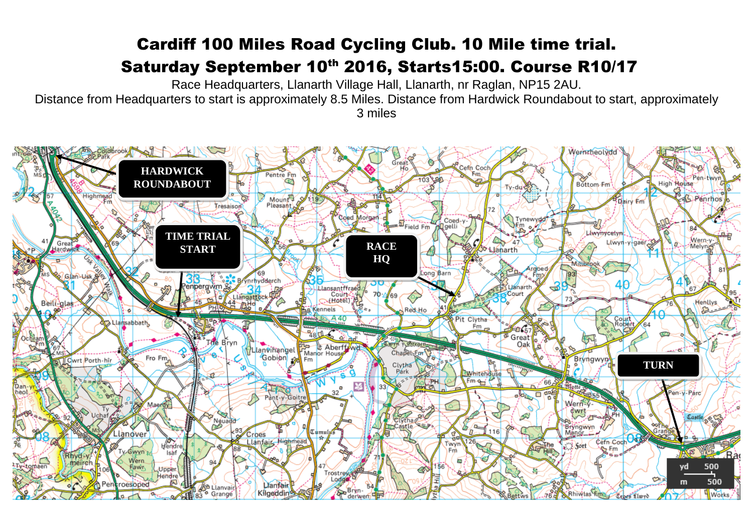# Cardiff 100 Miles Road Cycling Club. 10 Mile time trial.

# Saturday September 10th 2016, Starts15:00. Course R10/17

Race Headquarters, Llanarth Village Hall, Llanarth, nr Raglan, NP15 2AU.

Distance from Headquarters to start is approximately 8.5 Miles. Distance from Hardwick Roundabout to start, approximately 3 miles

HARDWICK ROUNDABOUT

TIME TRIAL START

RACE HQ

TURN